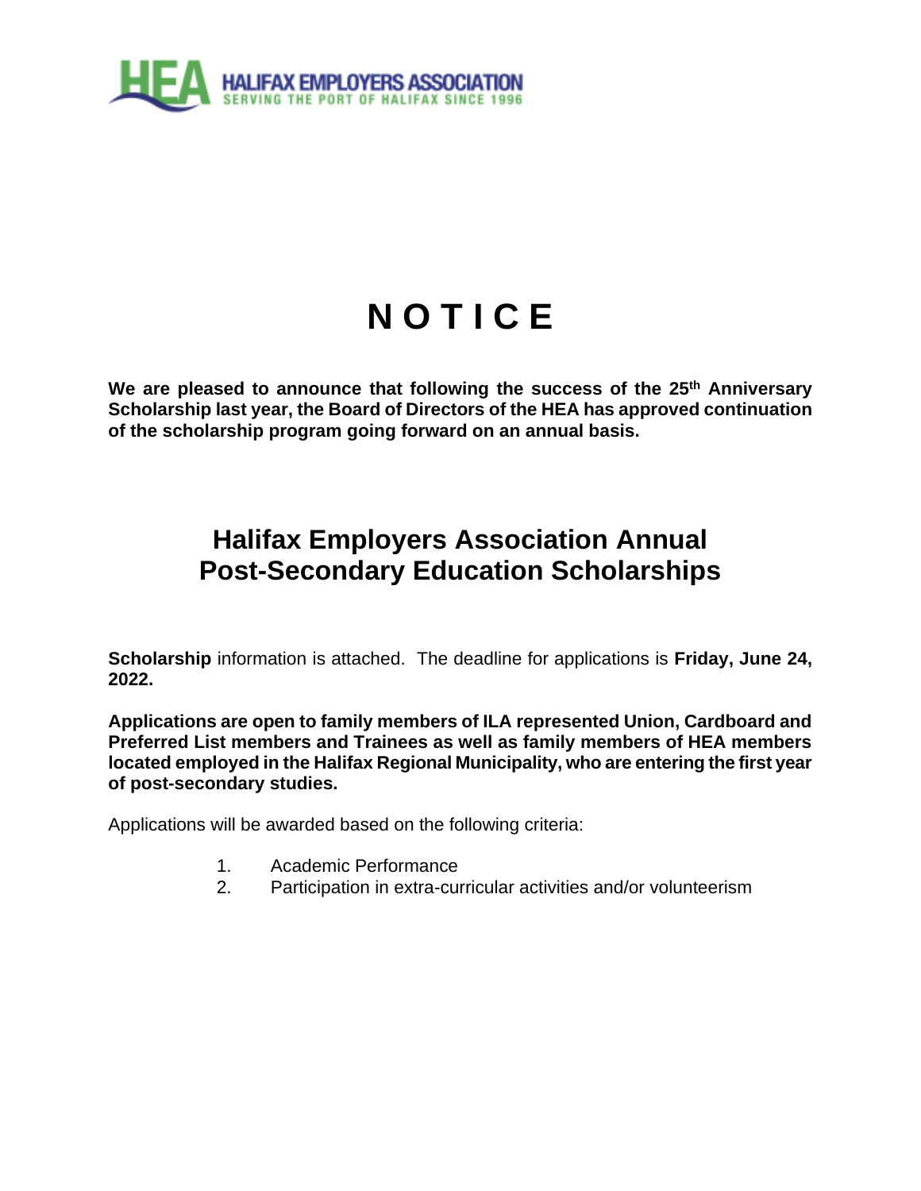HALIFAX EMPLOYERS ASSOCIATION
SERVING THE PORT OF HALIFAX SINCE 1996

# N O T I C E

**We are pleased to announce that following the success of the 25th Anniversary Scholarship last year, the Board of Directors of the HEA has approved continuation of the scholarship program going forward on an annual basis.**

## Halifax Employers Association Annual Post-Secondary Education Scholarships

**Scholarship** information is attached. The deadline for applications is **Friday, June 24, 2022.**

**Applications are open to family members of ILA represented Union, Cardboard and Preferred List members and Trainees as well as family members of HEA members located employed in the Halifax Regional Municipality, who are entering the first year of post-secondary studies.**

Applications will be awarded based on the following criteria:

1. Academic Performance
2. Participation in extra-curricular activities and/or volunteerism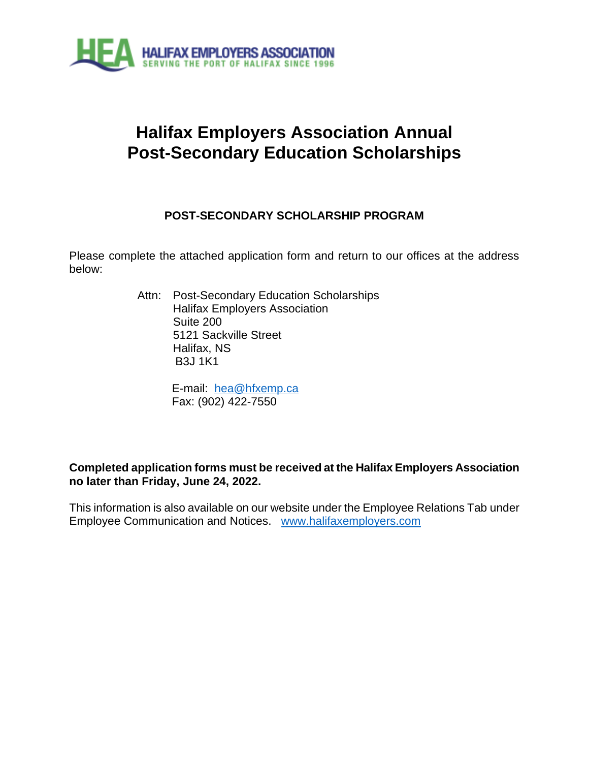HALIFAX EMPLOYERS ASSOCIATION
SERVING THE PORT OF HALIFAX SINCE 1996

# Halifax Employers Association Annual Post-Secondary Education Scholarships

## POST-SECONDARY SCHOLARSHIP PROGRAM

Please complete the attached application form and return to our offices at the address below:

Attn: Post-Secondary Education Scholarships
Halifax Employers Association
Suite 200
5121 Sackville Street
Halifax, NS
B3J 1K1

E-mail: hea@hfxemp.ca
Fax: (902) 422-7550

**Completed application forms must be received at the Halifax Employers Association no later than Friday, June 24, 2022.**

This information is also available on our website under the Employee Relations Tab under Employee Communication and Notices. www.halifaxemployers.com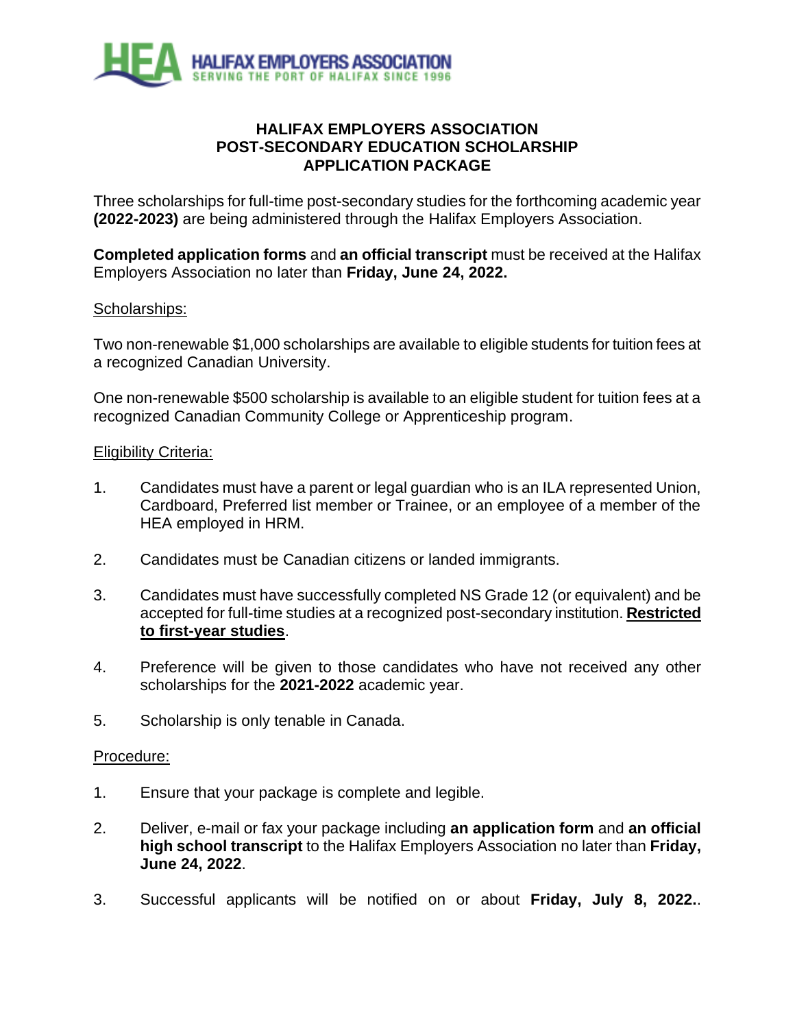HALIFAX EMPLOYERS ASSOCIATION
SERVING THE PORT OF HALIFAX SINCE 1996

# HALIFAX EMPLOYERS ASSOCIATION POST-SECONDARY EDUCATION SCHOLARSHIP APPLICATION PACKAGE

Three scholarships for full-time post-secondary studies for the forthcoming academic year **(2022-2023)** are being administered through the Halifax Employers Association.

**Completed application forms** and **an official transcript** must be received at the Halifax Employers Association no later than **Friday, June 24, 2022.**

## Scholarships:

Two non-renewable $1,000 scholarships are available to eligible students for tuition fees at a recognized Canadian University.

One non-renewable $500 scholarship is available to an eligible student for tuition fees at a recognized Canadian Community College or Apprenticeship program.

## Eligibility Criteria:

1. Candidates must have a parent or legal guardian who is an ILA represented Union, Cardboard, Preferred list member or Trainee, or an employee of a member of the HEA employed in HRM.
2. Candidates must be Canadian citizens or landed immigrants.
3. Candidates must have successfully completed NS Grade 12 (or equivalent) and be accepted for full-time studies at a recognized post-secondary institution. **Restricted to first-year studies**.
4. Preference will be given to those candidates who have not received any other scholarships for the **2021-2022** academic year.
5. Scholarship is only tenable in Canada.

## Procedure:

1. Ensure that your package is complete and legible.
2. Deliver, e-mail or fax your package including **an application form** and **an official high school transcript** to the Halifax Employers Association no later than **Friday, June 24, 2022**.
3. Successful applicants will be notified on or about **Friday, July 8, 2022.**.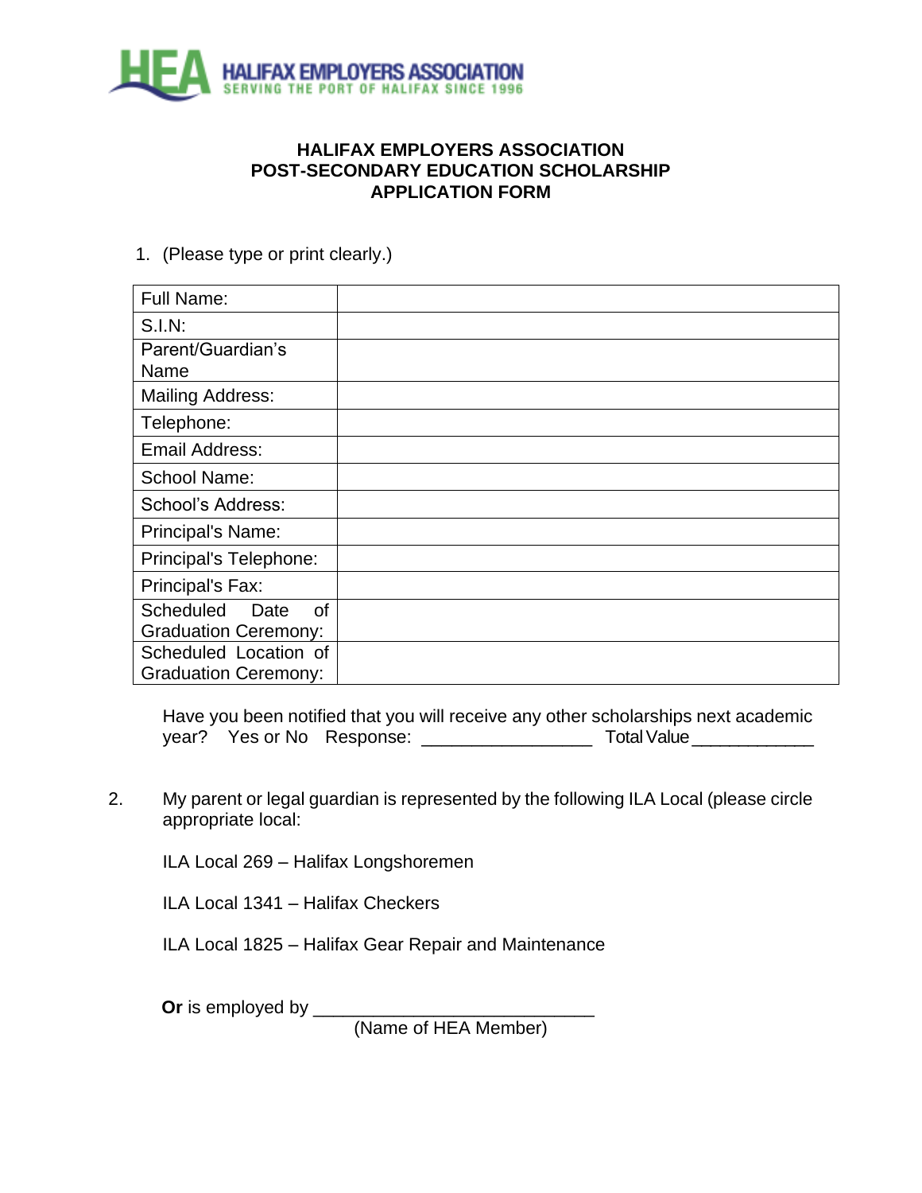HALIFAX EMPLOYERS ASSOCIATION
SERVING THE PORT OF HALIFAX SINCE 1996

# HALIFAX EMPLOYERS ASSOCIATION
# POST-SECONDARY EDUCATION SCHOLARSHIP
# APPLICATION FORM

1. (Please type or print clearly.)

| Full Name: | |
|---|---|
| S.I.N: | |
| Parent/Guardian's Name | |
| Mailing Address: | |
| Telephone: | |
| Email Address: | |
| School Name: | |
| School's Address: | |
| Principal's Name: | |
| Principal's Telephone: | |
| Principal's Fax: | |
| Scheduled Date of Graduation Ceremony: | |
| Scheduled Location of Graduation Ceremony: | |

Have you been notified that you will receive any other scholarships next academic year? Yes or No Response: _________________ Total Value____________

2. My parent or legal guardian is represented by the following ILA Local (please circle appropriate local:

ILA Local 269 – Halifax Longshoremen

ILA Local 1341 – Halifax Checkers

ILA Local 1825 – Halifax Gear Repair and Maintenance

**Or** is employed by ____________________________
(Name of HEA Member)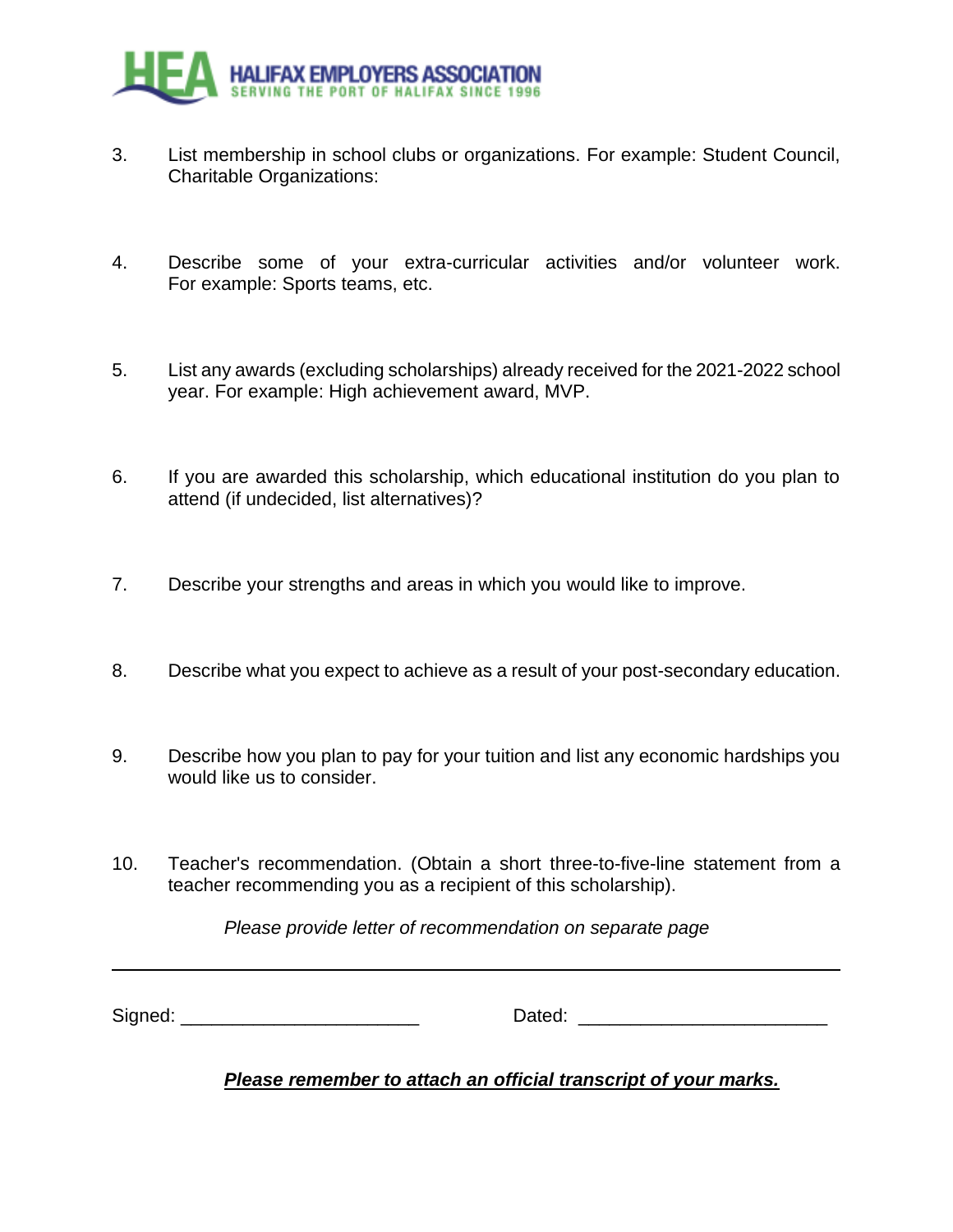3. List membership in school clubs or organizations. For example: Student Council, Charitable Organizations:

4. Describe some of your extra-curricular activities and/or volunteer work. For example: Sports teams, etc.

5. List any awards (excluding scholarships) already received for the 2021-2022 school year. For example: High achievement award, MVP.

6. If you are awarded this scholarship, which educational institution do you plan to attend (if undecided, list alternatives)?

7. Describe your strengths and areas in which you would like to improve.

8. Describe what you expect to achieve as a result of your post-secondary education.

9. Describe how you plan to pay for your tuition and list any economic hardships you would like us to consider.

10. Teacher's recommendation. (Obtain a short three-to-five-line statement from a teacher recommending you as a recipient of this scholarship).

*Please provide letter of recommendation on separate page*

---

Signed: ______________________ Dated: ______________________

***Please remember to attach an official transcript of your marks.***